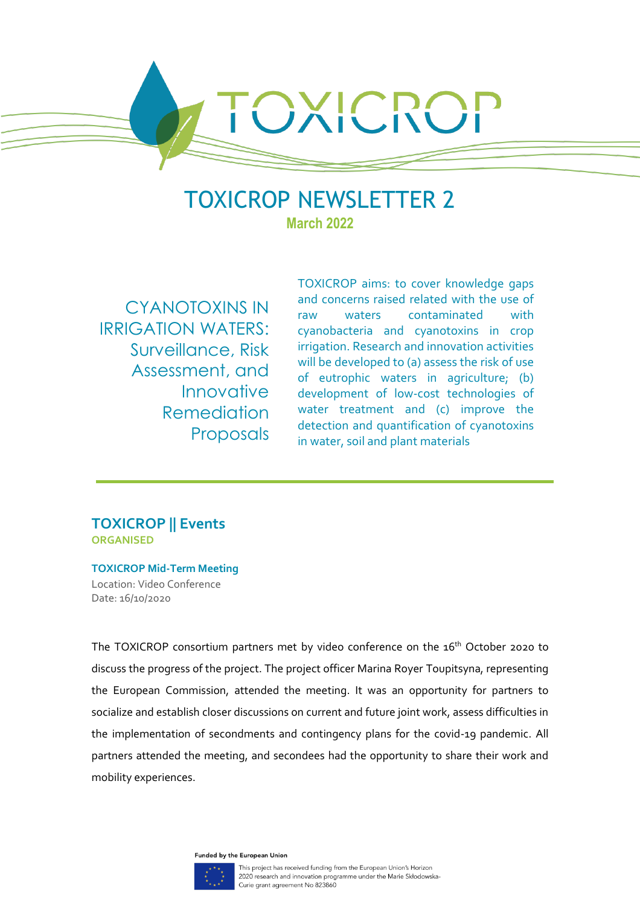# TOXICROP NEWSLETTER 2

**March 2022**

CYANOTOXINS IN IRRIGATION WATERS: Surveillance, Risk Assessment, and Innovative Remediation Proposals

TOXICROP aims: to cover knowledge gaps and concerns raised related with the use of raw waters contaminated with cyanobacteria and cyanotoxins in crop irrigation. Research and innovation activities will be developed to (a) assess the risk of use of eutrophic waters in agriculture; (b) development of low-cost technologies of water treatment and (c) improve the detection and quantification of cyanotoxins in water, soil and plant materials

## TOXICROP || Events

**ORGANISED**

### TOXICROP Mid-Term Meeting

Location: Video Conference
Date: 16/10/2020

The TOXICROP consortium partners met by video conference on the 16th October 2020 to discuss the progress of the project. The project officer Marina Royer Toupitsyna, representing the European Commission, attended the meeting. It was an opportunity for partners to socialize and establish closer discussions on current and future joint work, assess difficulties in the implementation of secondments and contingency plans for the covid-19 pandemic. All partners attended the meeting, and secondees had the opportunity to share their work and mobility experiences.

Funded by the European Union

This project has received funding from the European Union's Horizon 2020 research and innovation programme under the Marie Skłodowska-Curie grant agreement No 823860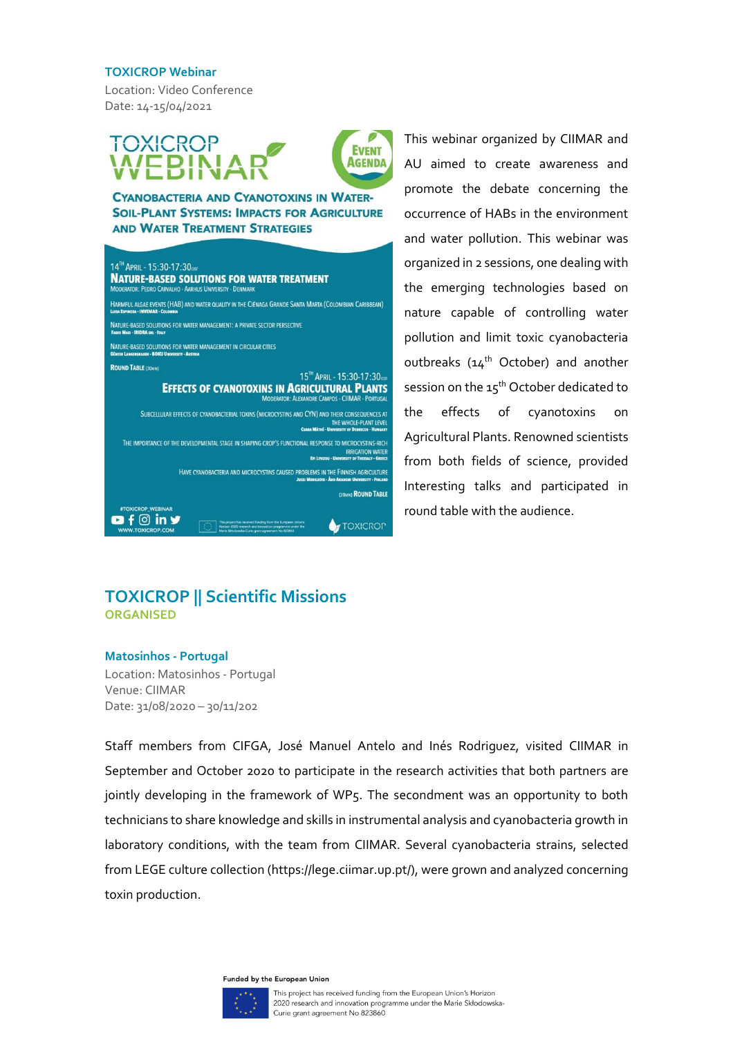**TOXICROP Webinar**

Location: Video Conference
Date: 14-15/04/2021

This webinar organized by CIIMAR and AU aimed to create awareness and promote the debate concerning the occurrence of HABs in the environment and water pollution. This webinar was organized in 2 sessions, one dealing with the emerging technologies based on nature capable of controlling water pollution and limit toxic cyanobacteria outbreaks (14$^{th}$ October) and another session on the 15$^{th}$ October dedicated to the effects of cyanotoxins on Agricultural Plants. Renowned scientists from both fields of science, provided Interesting talks and participated in round table with the audience.

## TOXICROP || Scientific Missions

**ORGANISED**

### Matosinhos - Portugal

Location: Matosinhos - Portugal
Venue: CIIMAR
Date: 31/08/2020 – 30/11/202

Staff members from CIFGA, José Manuel Antelo and Inés Rodriguez, visited CIIMAR in September and October 2020 to participate in the research activities that both partners are jointly developing in the framework of WP5. The secondment was an opportunity to both technicians to share knowledge and skills in instrumental analysis and cyanobacteria growth in laboratory conditions, with the team from CIIMAR. Several cyanobacteria strains, selected from LEGE culture collection (https://lege.ciimar.up.pt/), were grown and analyzed concerning toxin production.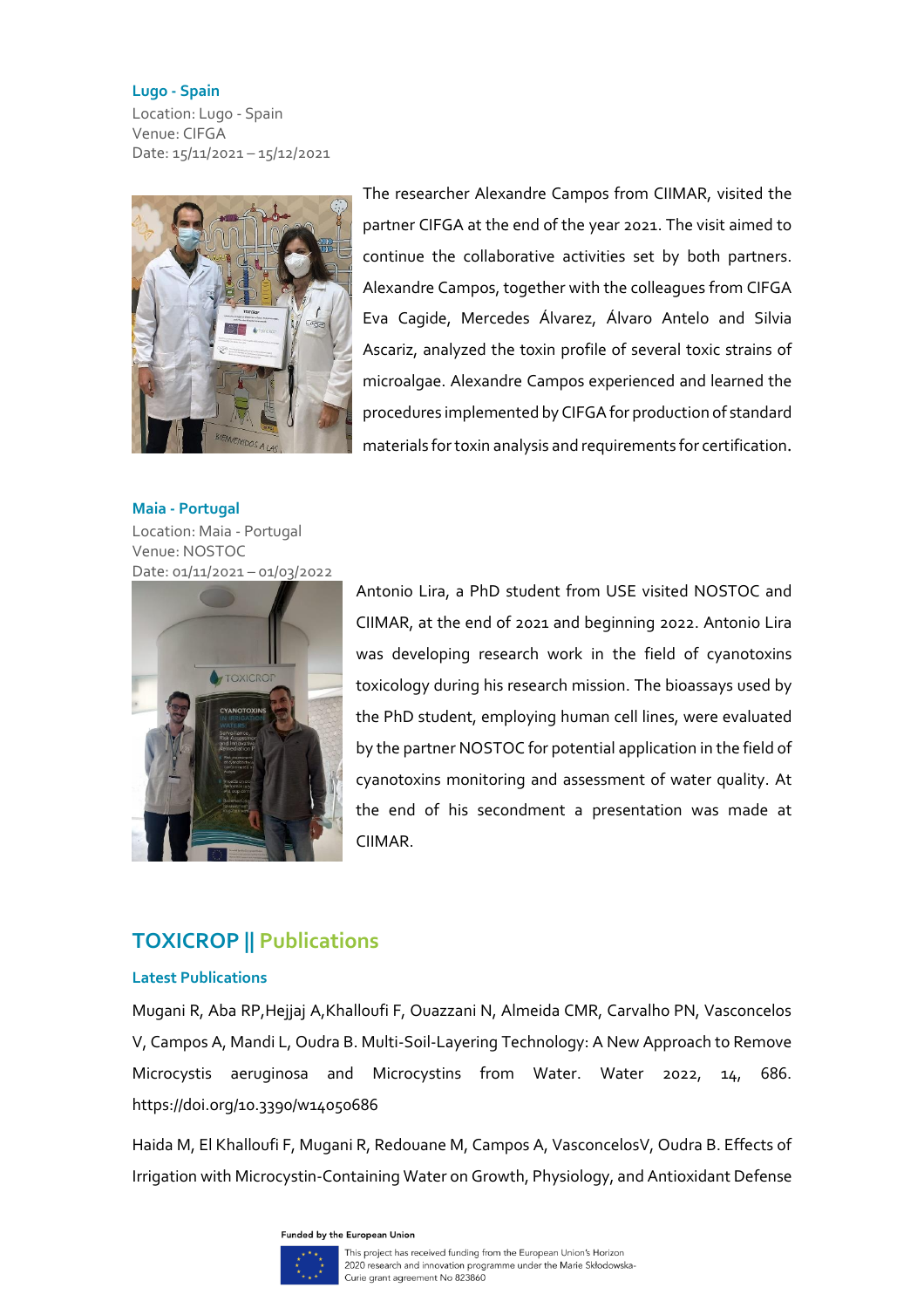**Lugo - Spain**

Location: Lugo - Spain
Venue: CIFGA
Date: 15/11/2021 – 15/12/2021

The researcher Alexandre Campos from CIIMAR, visited the partner CIFGA at the end of the year 2021. The visit aimed to continue the collaborative activities set by both partners. Alexandre Campos, together with the colleagues from CIFGA Eva Cagide, Mercedes Álvarez, Álvaro Antelo and Silvia Ascariz, analyzed the toxin profile of several toxic strains of microalgae. Alexandre Campos experienced and learned the procedures implemented by CIFGA for production of standard materials for toxin analysis and requirements for certification.

**Maia - Portugal**

Location: Maia - Portugal
Venue: NOSTOC
Date: 01/11/2021 – 01/03/2022

Antonio Lira, a PhD student from USE visited NOSTOC and CIIMAR, at the end of 2021 and beginning 2022. Antonio Lira was developing research work in the field of cyanotoxins toxicology during his research mission. The bioassays used by the PhD student, employing human cell lines, were evaluated by the partner NOSTOC for potential application in the field of cyanotoxins monitoring and assessment of water quality. At the end of his secondment a presentation was made at CIIMAR.

## TOXICROP || Publications

### Latest Publications

Mugani R, Aba RP,Hejjaj A,Khalloufi F, Ouazzani N, Almeida CMR, Carvalho PN, Vasconcelos V, Campos A, Mandi L, Oudra B. Multi-Soil-Layering Technology: A New Approach to Remove Microcystis aeruginosa and Microcystins from Water. Water 2022, 14, 686. https://doi.org/10.3390/w14050686

Haida M, El Khalloufi F, Mugani R, Redouane M, Campos A, VasconcelosV, Oudra B. Effects of Irrigation with Microcystin-Containing Water on Growth, Physiology, and Antioxidant Defense

Funded by the European Union

This project has received funding from the European Union's Horizon 2020 research and innovation programme under the Marie Skłodowska-Curie grant agreement No 823860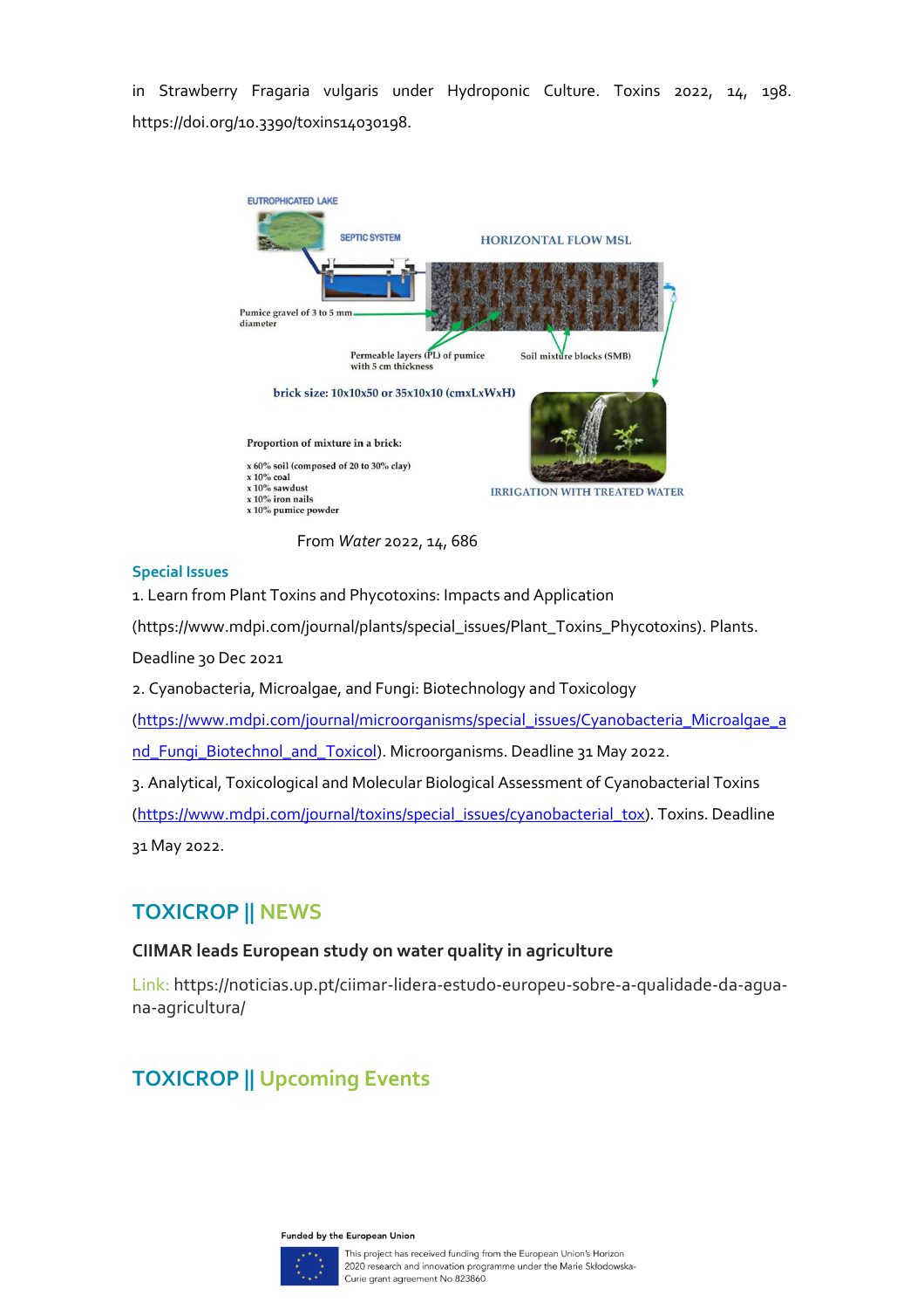in Strawberry Fragaria vulgaris under Hydroponic Culture. Toxins 2022, 14, 198. https://doi.org/10.3390/toxins14030198.

From *Water* 2022, 14, 686

**Special Issues**

1. Learn from Plant Toxins and Phycotoxins: Impacts and Application (https://www.mdpi.com/journal/plants/special_issues/Plant_Toxins_Phycotoxins). Plants. Deadline 30 Dec 2021

2. Cyanobacteria, Microalgae, and Fungi: Biotechnology and Toxicology (https://www.mdpi.com/journal/microorganisms/special_issues/Cyanobacteria_Microalgae_and_Fungi_Biotechnol_and_Toxicol). Microorganisms. Deadline 31 May 2022.

3. Analytical, Toxicological and Molecular Biological Assessment of Cyanobacterial Toxins (https://www.mdpi.com/journal/toxins/special_issues/cyanobacterial_tox). Toxins. Deadline 31 May 2022.

## TOXICROP || NEWS

**CIIMAR leads European study on water quality in agriculture**

Link: https://noticias.up.pt/ciimar-lidera-estudo-europeu-sobre-a-qualidade-da-agua-na-agricultura/

## TOXICROP || Upcoming Events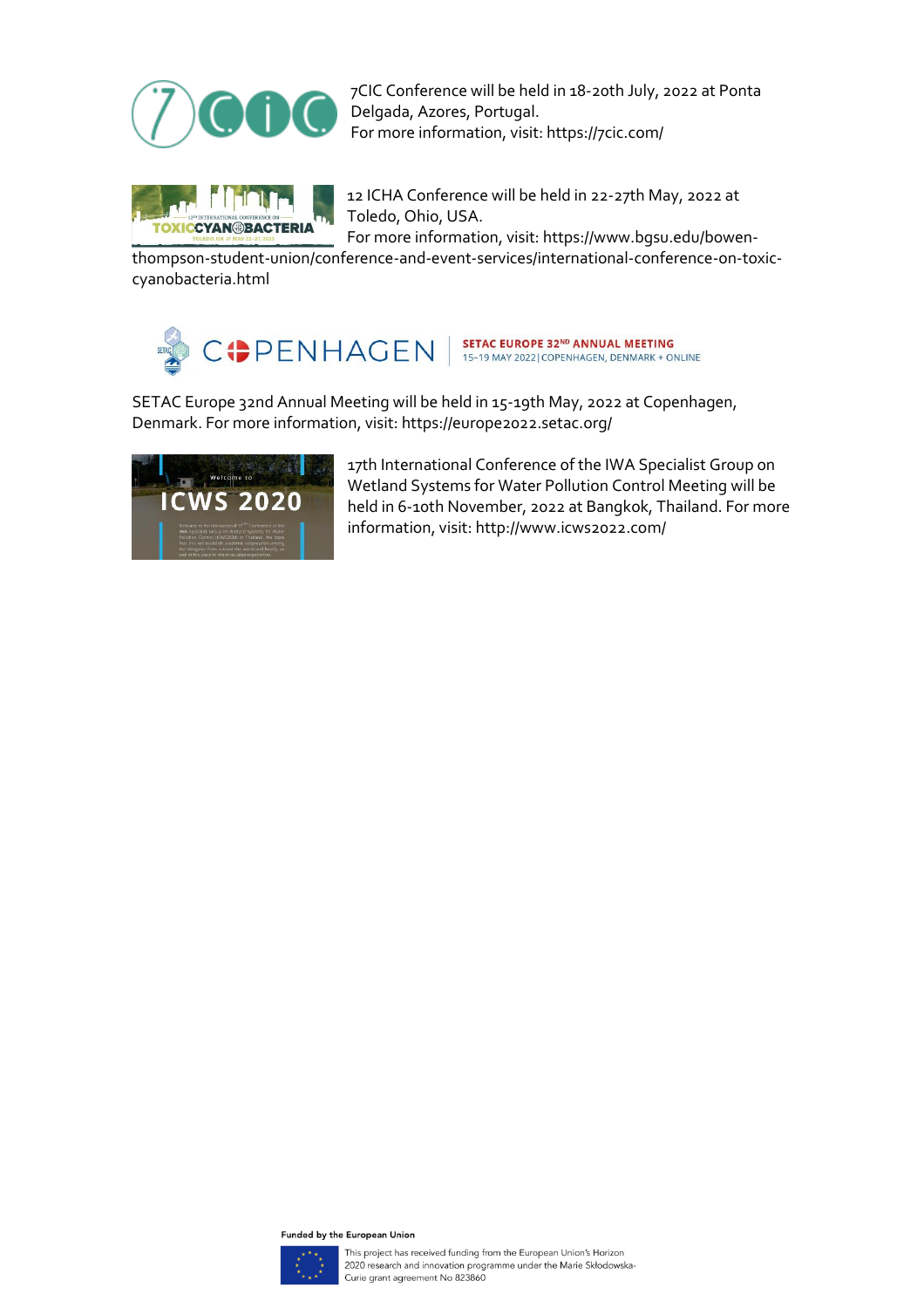7CIC Conference will be held in 18-20th July, 2022 at Ponta Delgada, Azores, Portugal.
For more information, visit: https://7cic.com/

12 ICHA Conference will be held in 22-27th May, 2022 at Toledo, Ohio, USA.
For more information, visit: https://www.bgsu.edu/bowen-thompson-student-union/conference-and-event-services/international-conference-on-toxic-cyanobacteria.html

SETAC Europe 32nd Annual Meeting will be held in 15-19th May, 2022 at Copenhagen, Denmark. For more information, visit: https://europe2022.setac.org/

17th International Conference of the IWA Specialist Group on Wetland Systems for Water Pollution Control Meeting will be held in 6-10th November, 2022 at Bangkok, Thailand. For more information, visit: http://www.icws2022.com/

Funded by the European Union

This project has received funding from the European Union's Horizon 2020 research and innovation programme under the Marie Skłodowska-Curie grant agreement No 823860